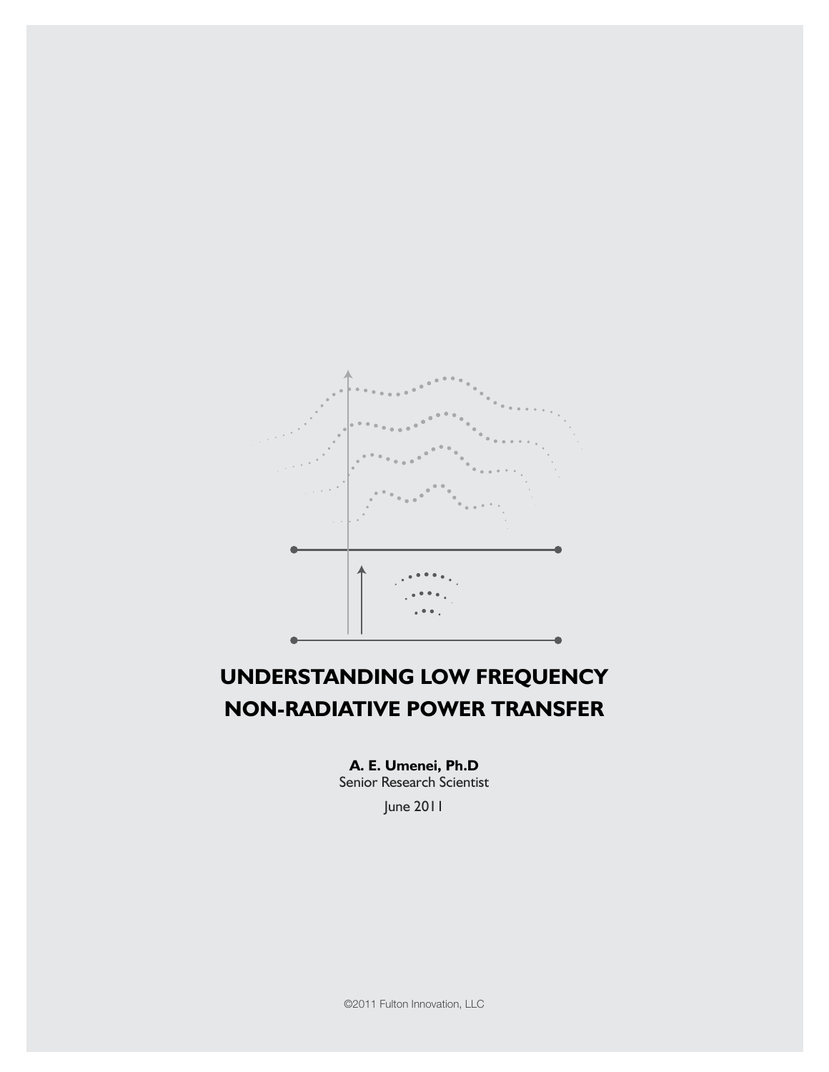# UNDERSTANDING LOW FREQUENCY NON-RADIATIVE POWER TRANSFER

**A. E. Umenei, Ph.D**
Senior Research Scientist

June 2011

©2011 Fulton Innovation, LLC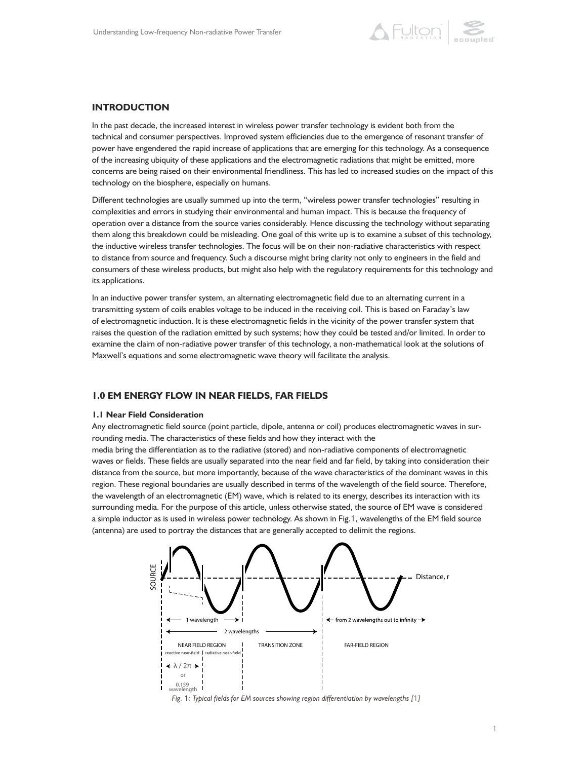## INTRODUCTION

In the past decade, the increased interest in wireless power transfer technology is evident both from the technical and consumer perspectives. Improved system efficiencies due to the emergence of resonant transfer of power have engendered the rapid increase of applications that are emerging for this technology. As a consequence of the increasing ubiquity of these applications and the electromagnetic radiations that might be emitted, more concerns are being raised on their environmental friendliness. This has led to increased studies on the impact of this technology on the biosphere, especially on humans.

Different technologies are usually summed up into the term, "wireless power transfer technologies" resulting in complexities and errors in studying their environmental and human impact. This is because the frequency of operation over a distance from the source varies considerably. Hence discussing the technology without separating them along this breakdown could be misleading. One goal of this write up is to examine a subset of this technology, the inductive wireless transfer technologies. The focus will be on their non-radiative characteristics with respect to distance from source and frequency. Such a discourse might bring clarity not only to engineers in the field and consumers of these wireless products, but might also help with the regulatory requirements for this technology and its applications.

In an inductive power transfer system, an alternating electromagnetic field due to an alternating current in a transmitting system of coils enables voltage to be induced in the receiving coil. This is based on Faraday's law of electromagnetic induction. It is these electromagnetic fields in the vicinity of the power transfer system that raises the question of the radiation emitted by such systems; how they could be tested and/or limited. In order to examine the claim of non-radiative power transfer of this technology, a non-mathematical look at the solutions of Maxwell's equations and some electromagnetic wave theory will facilitate the analysis.

## 1.0 EM ENERGY FLOW IN NEAR FIELDS, FAR FIELDS

### 1.1 Near Field Consideration

Any electromagnetic field source (point particle, dipole, antenna or coil) produces electromagnetic waves in surrounding media. The characteristics of these fields and how they interact with the media bring the differentiation as to the radiative (stored) and non-radiative components of electromagnetic waves or fields. These fields are usually separated into the near field and far field, by taking into consideration their distance from the source, but more importantly, because of the wave characteristics of the dominant waves in this region. These regional boundaries are usually described in terms of the wavelength of the field source. Therefore, the wavelength of an electromagnetic (EM) wave, which is related to its energy, describes its interaction with its surrounding media. For the purpose of this article, unless otherwise stated, the source of EM wave is considered a simple inductor as is used in wireless power technology. As shown in Fig.1, wavelengths of the EM field source (antenna) are used to portray the distances that are generally accepted to delimit the regions.

SOURCE — Distance, r

1 wavelength | 2 wavelengths | from 2 wavelengths out to infinity

NEAR FIELD REGION (reactive near-field | radiative near-field) | TRANSITION ZONE | FAR-FIELD REGION

$\lambda / 2\pi$ or 0.159 wavelength

*Fig. 1: Typical fields for EM sources showing region differentiation by wavelengths [1]*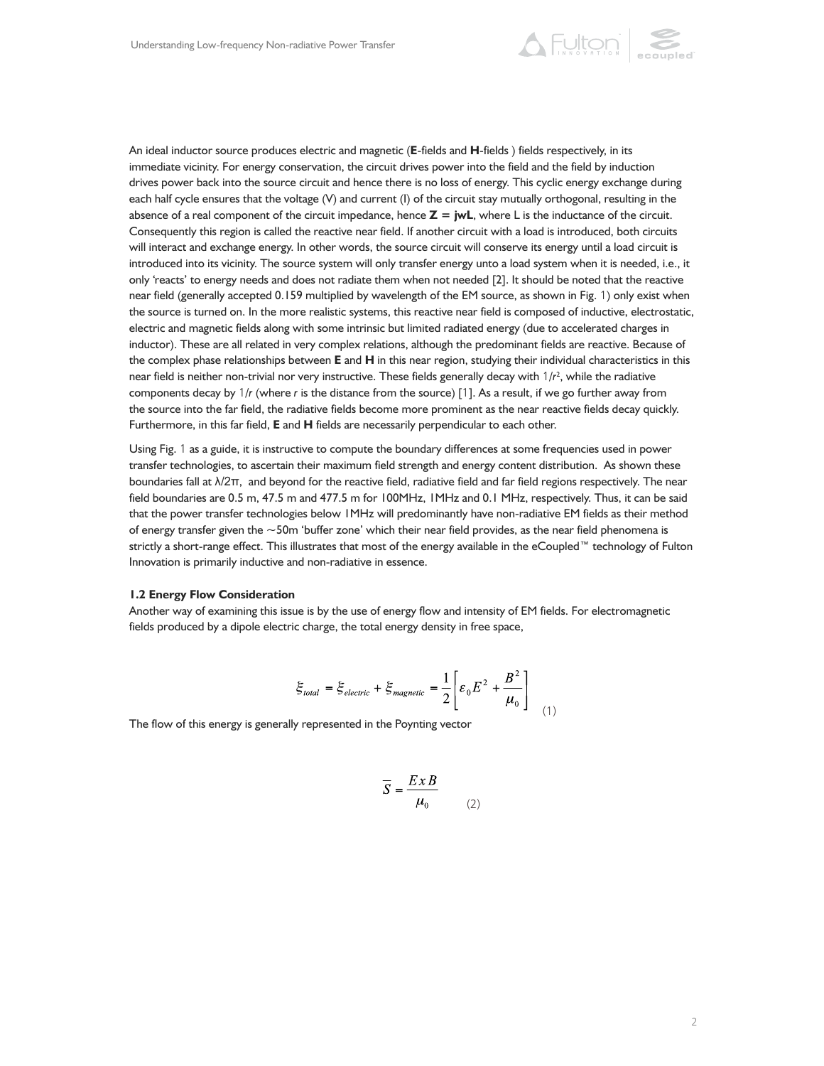An ideal inductor source produces electric and magnetic (**E**-fields and **H**-fields ) fields respectively, in its immediate vicinity. For energy conservation, the circuit drives power into the field and the field by induction drives power back into the source circuit and hence there is no loss of energy. This cyclic energy exchange during each half cycle ensures that the voltage (V) and current (I) of the circuit stay mutually orthogonal, resulting in the absence of a real component of the circuit impedance, hence **Z = jwL**, where L is the inductance of the circuit. Consequently this region is called the reactive near field. If another circuit with a load is introduced, both circuits will interact and exchange energy. In other words, the source circuit will conserve its energy until a load circuit is introduced into its vicinity. The source system will only transfer energy unto a load system when it is needed, i.e., it only 'reacts' to energy needs and does not radiate them when not needed [2]. It should be noted that the reactive near field (generally accepted 0.159 multiplied by wavelength of the EM source, as shown in Fig. 1) only exist when the source is turned on. In the more realistic systems, this reactive near field is composed of inductive, electrostatic, electric and magnetic fields along with some intrinsic but limited radiated energy (due to accelerated charges in inductor). These are all related in very complex relations, although the predominant fields are reactive. Because of the complex phase relationships between **E** and **H** in this near region, studying their individual characteristics in this near field is neither non-trivial nor very instructive. These fields generally decay with $1/r^2$, while the radiative components decay by $1/r$ (where $r$ is the distance from the source) [1]. As a result, if we go further away from the source into the far field, the radiative fields become more prominent as the near reactive fields decay quickly. Furthermore, in this far field, **E** and **H** fields are necessarily perpendicular to each other.

Using Fig. 1 as a guide, it is instructive to compute the boundary differences at some frequencies used in power transfer technologies, to ascertain their maximum field strength and energy content distribution. As shown these boundaries fall at $\lambda/2\pi$, and beyond for the reactive field, radiative field and far field regions respectively. The near field boundaries are 0.5 m, 47.5 m and 477.5 m for 100MHz, 1MHz and 0.1 MHz, respectively. Thus, it can be said that the power transfer technologies below 1MHz will predominantly have non-radiative EM fields as their method of energy transfer given the ~50m 'buffer zone' which their near field provides, as the near field phenomena is strictly a short-range effect. This illustrates that most of the energy available in the eCoupled™ technology of Fulton Innovation is primarily inductive and non-radiative in essence.

### 1.2 Energy Flow Consideration

Another way of examining this issue is by the use of energy flow and intensity of EM fields. For electromagnetic fields produced by a dipole electric charge, the total energy density in free space,

$$\xi_{total} = \xi_{electric} + \xi_{magnetic} = \frac{1}{2}\left[\varepsilon_0 E^2 + \frac{B^2}{\mu_0}\right] \qquad (1)$$

The flow of this energy is generally represented in the Poynting vector

$$\overline{S} = \frac{E \, x \, B}{\mu_0} \qquad (2)$$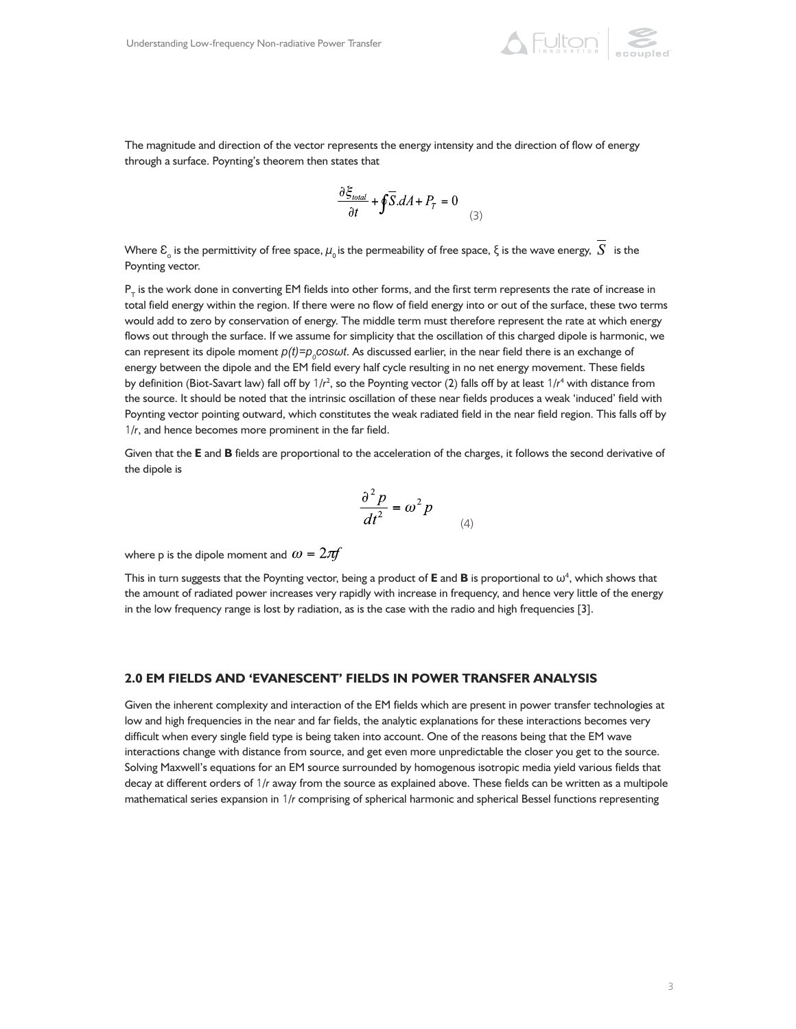The magnitude and direction of the vector represents the energy intensity and the direction of flow of energy through a surface. Poynting's theorem then states that

$$\frac{\partial \xi_{total}}{\partial t} + \oint \overline{S}.dA + P_T = 0 \quad (3)$$

Where $\varepsilon_o$ is the permittivity of free space, $\mu_0$ is the permeability of free space, $\xi$ is the wave energy, $\overline{S}$ is the Poynting vector.

$P_T$ is the work done in converting EM fields into other forms, and the first term represents the rate of increase in total field energy within the region. If there were no flow of field energy into or out of the surface, these two terms would add to zero by conservation of energy. The middle term must therefore represent the rate at which energy flows out through the surface. If we assume for simplicity that the oscillation of this charged dipole is harmonic, we can represent its dipole moment $p(t)=p_0 cos\omega t$. As discussed earlier, in the near field there is an exchange of energy between the dipole and the EM field every half cycle resulting in no net energy movement. These fields by definition (Biot-Savart law) fall off by $1/r^2$, so the Poynting vector (2) falls off by at least $1/r^4$ with distance from the source. It should be noted that the intrinsic oscillation of these near fields produces a weak 'induced' field with Poynting vector pointing outward, which constitutes the weak radiated field in the near field region. This falls off by $1/r$, and hence becomes more prominent in the far field.

Given that the **E** and **B** fields are proportional to the acceleration of the charges, it follows the second derivative of the dipole is

$$\frac{\partial^2 p}{dt^2} = \omega^2 p \quad (4)$$

where p is the dipole moment and $\omega = 2\pi f$

This in turn suggests that the Poynting vector, being a product of **E** and **B** is proportional to $\omega^4$, which shows that the amount of radiated power increases very rapidly with increase in frequency, and hence very little of the energy in the low frequency range is lost by radiation, as is the case with the radio and high frequencies [3].

## 2.0 EM FIELDS AND 'EVANESCENT' FIELDS IN POWER TRANSFER ANALYSIS

Given the inherent complexity and interaction of the EM fields which are present in power transfer technologies at low and high frequencies in the near and far fields, the analytic explanations for these interactions becomes very difficult when every single field type is being taken into account. One of the reasons being that the EM wave interactions change with distance from source, and get even more unpredictable the closer you get to the source. Solving Maxwell's equations for an EM source surrounded by homogenous isotropic media yield various fields that decay at different orders of $1/r$ away from the source as explained above. These fields can be written as a multipole mathematical series expansion in $1/r$ comprising of spherical harmonic and spherical Bessel functions representing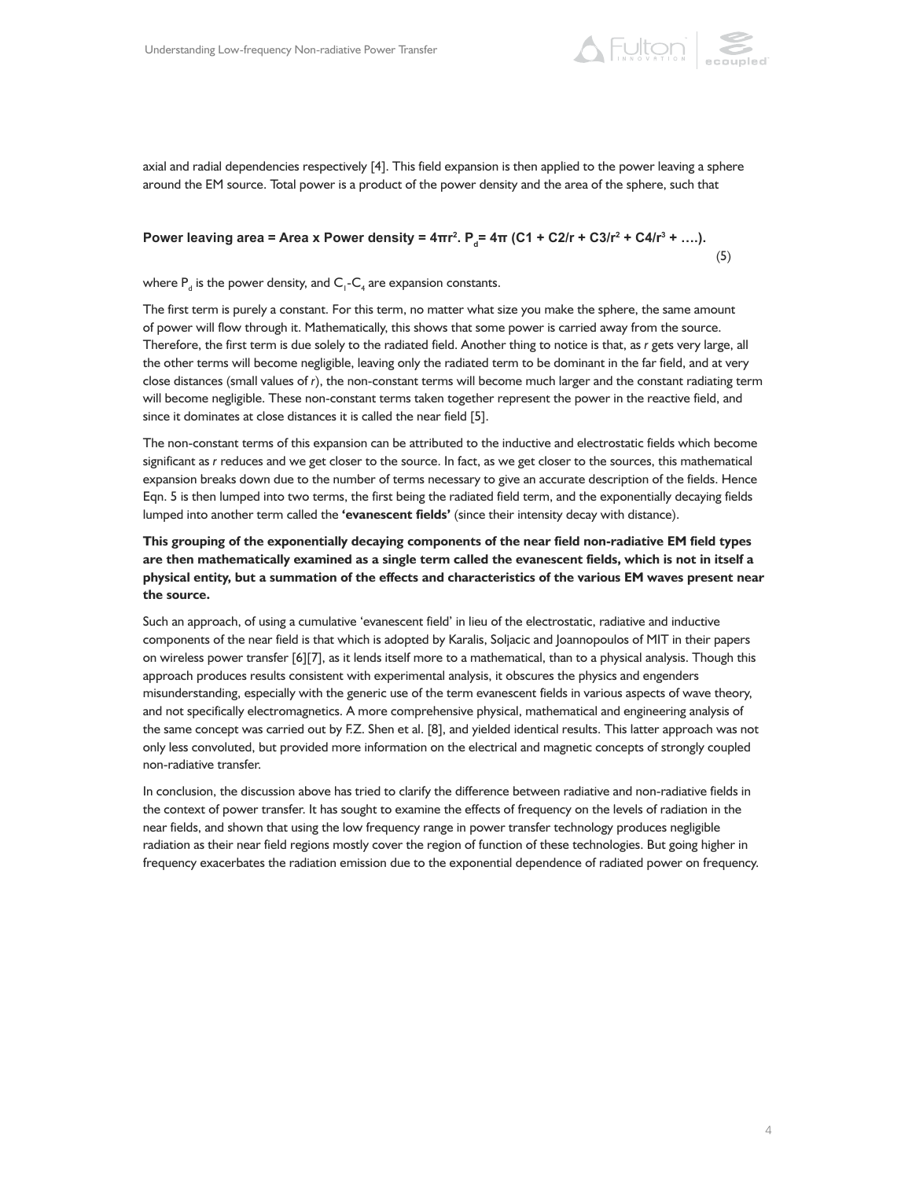axial and radial dependencies respectively [4]. This field expansion is then applied to the power leaving a sphere around the EM source. Total power is a product of the power density and the area of the sphere, such that

$$\textbf{Power leaving area = Area x Power density} = 4\pi r^2 . P_d = 4\pi \left(C1 + C2/r + C3/r^2 + C4/r^3 + \ldots\right). \tag{5}$$

where $P_d$ is the power density, and $C_1$-$C_4$ are expansion constants.

The first term is purely a constant. For this term, no matter what size you make the sphere, the same amount of power will flow through it. Mathematically, this shows that some power is carried away from the source. Therefore, the first term is due solely to the radiated field. Another thing to notice is that, as *r* gets very large, all the other terms will become negligible, leaving only the radiated term to be dominant in the far field, and at very close distances (small values of *r*), the non-constant terms will become much larger and the constant radiating term will become negligible. These non-constant terms taken together represent the power in the reactive field, and since it dominates at close distances it is called the near field [5].

The non-constant terms of this expansion can be attributed to the inductive and electrostatic fields which become significant as *r* reduces and we get closer to the source. In fact, as we get closer to the sources, this mathematical expansion breaks down due to the number of terms necessary to give an accurate description of the fields. Hence Eqn. 5 is then lumped into two terms, the first being the radiated field term, and the exponentially decaying fields lumped into another term called the **'evanescent fields'** (since their intensity decay with distance).

**This grouping of the exponentially decaying components of the near field non-radiative EM field types are then mathematically examined as a single term called the evanescent fields, which is not in itself a physical entity, but a summation of the effects and characteristics of the various EM waves present near the source.**

Such an approach, of using a cumulative 'evanescent field' in lieu of the electrostatic, radiative and inductive components of the near field is that which is adopted by Karalis, Soljacic and Joannopoulos of MIT in their papers on wireless power transfer [6][7], as it lends itself more to a mathematical, than to a physical analysis. Though this approach produces results consistent with experimental analysis, it obscures the physics and engenders misunderstanding, especially with the generic use of the term evanescent fields in various aspects of wave theory, and not specifically electromagnetics. A more comprehensive physical, mathematical and engineering analysis of the same concept was carried out by F.Z. Shen et al. [8], and yielded identical results. This latter approach was not only less convoluted, but provided more information on the electrical and magnetic concepts of strongly coupled non-radiative transfer.

In conclusion, the discussion above has tried to clarify the difference between radiative and non-radiative fields in the context of power transfer. It has sought to examine the effects of frequency on the levels of radiation in the near fields, and shown that using the low frequency range in power transfer technology produces negligible radiation as their near field regions mostly cover the region of function of these technologies. But going higher in frequency exacerbates the radiation emission due to the exponential dependence of radiated power on frequency.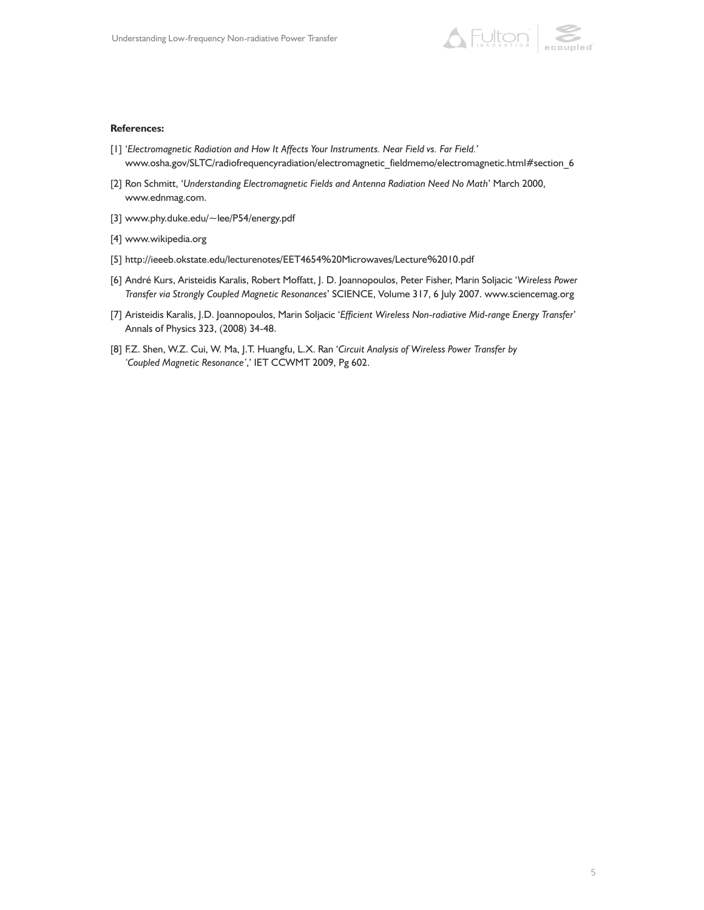**References:**

[1] '*Electromagnetic Radiation and How It Affects Your Instruments. Near Field vs. Far Field.*' www.osha.gov/SLTC/radiofrequencyradiation/electromagnetic_fieldmemo/electromagnetic.html#section_6

[2] Ron Schmitt, '*Understanding Electromagnetic Fields and Antenna Radiation Need No Math*' March 2000, www.ednmag.com.

[3] www.phy.duke.edu/~lee/P54/energy.pdf

[4] www.wikipedia.org

[5] http://ieeeb.okstate.edu/lecturenotes/EET4654%20Microwaves/Lecture%2010.pdf

[6] André Kurs, Aristeidis Karalis, Robert Moffatt, J. D. Joannopoulos, Peter Fisher, Marin Soljacic '*Wireless Power Transfer via Strongly Coupled Magnetic Resonances*' SCIENCE, Volume 317, 6 July 2007. www.sciencemag.org

[7] Aristeidis Karalis, J.D. Joannopoulos, Marin Soljacic '*Efficient Wireless Non-radiative Mid-range Energy Transfer*' Annals of Physics 323, (2008) 34-48.

[8] F.Z. Shen, W.Z. Cui, W. Ma, J.T. Huangfu, L.X. Ran '*Circuit Analysis of Wireless Power Transfer by 'Coupled Magnetic Resonance'*,' IET CCWMT 2009, Pg 602.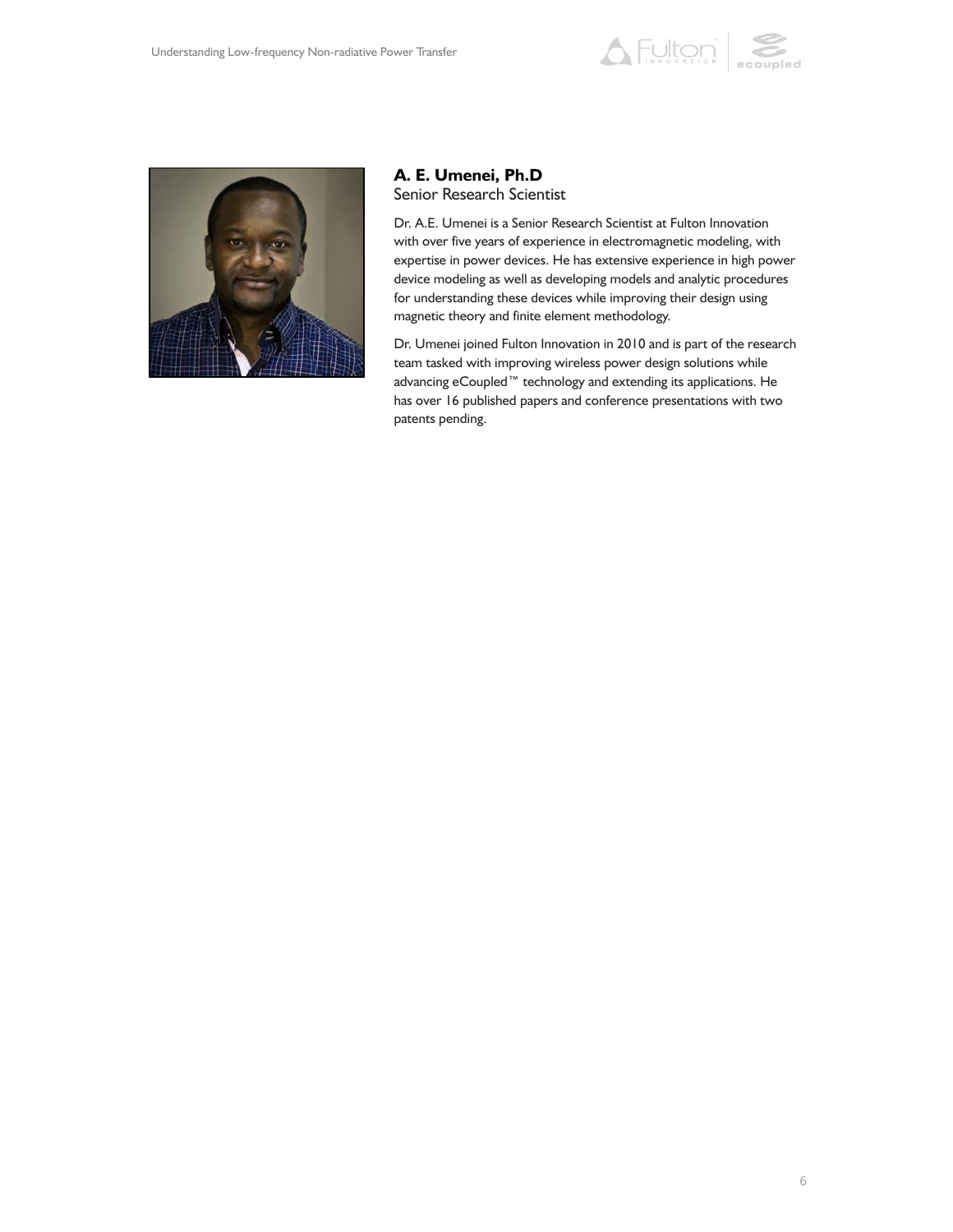**A. E. Umenei, Ph.D**
Senior Research Scientist

Dr. A.E. Umenei is a Senior Research Scientist at Fulton Innovation with over five years of experience in electromagnetic modeling, with expertise in power devices. He has extensive experience in high power device modeling as well as developing models and analytic procedures for understanding these devices while improving their design using magnetic theory and finite element methodology.

Dr. Umenei joined Fulton Innovation in 2010 and is part of the research team tasked with improving wireless power design solutions while advancing eCoupled™ technology and extending its applications. He has over 16 published papers and conference presentations with two patents pending.